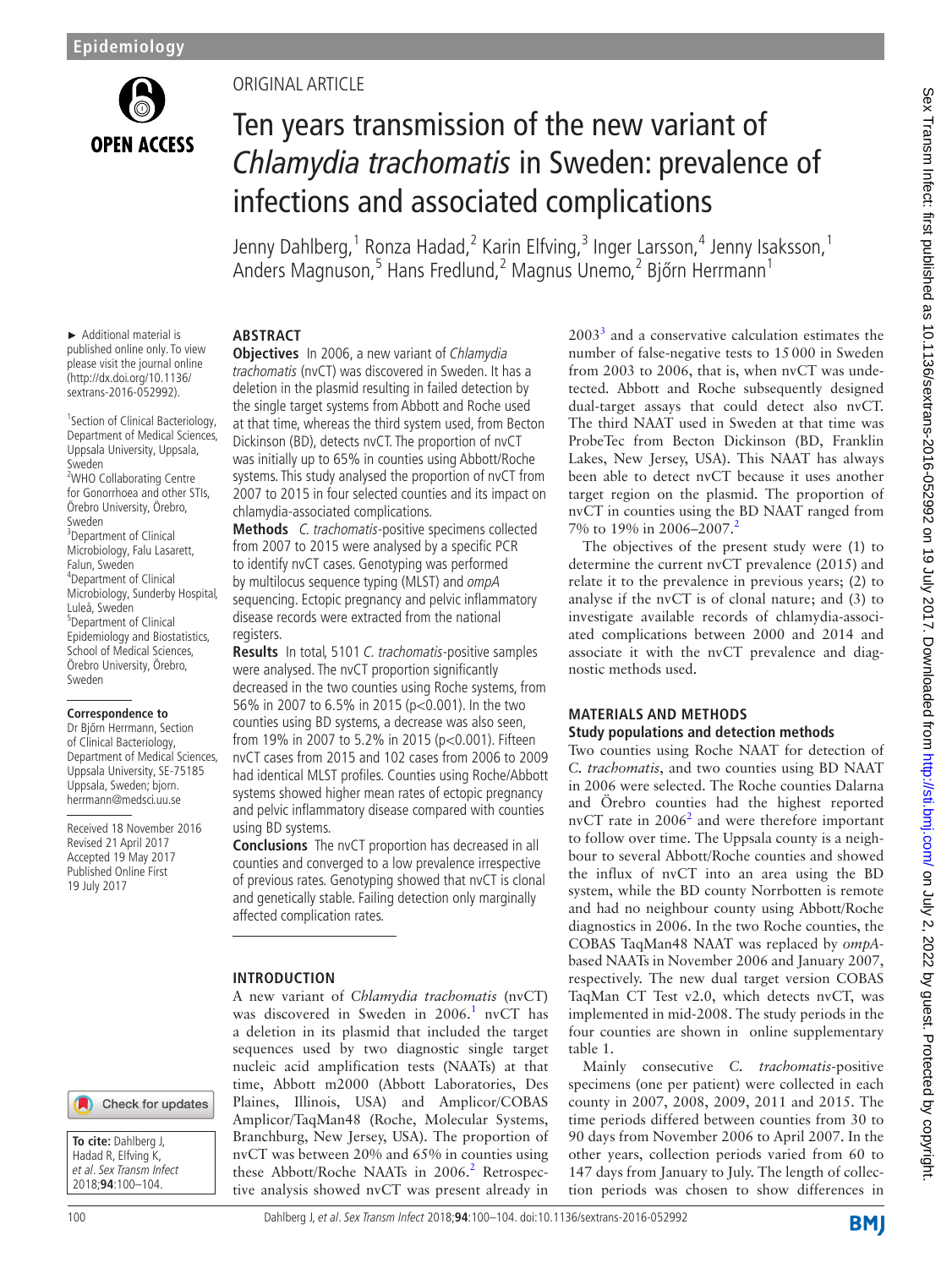ORIGINAL ARTICLE

# Ten years transmission of the new variant of *Chlamydia trachomatis* in Sweden: prevalence of infections and associated complications

Jenny Dahlberg,[1] Ronza Hadad,[2] Karin Elfving,[3] Inger Larsson,[4] Jenny Isaksson,[1] Anders Magnuson,[5] Hans Fredlund,[2] Magnus Unemo,[2] Bjőrn Herrmann[1]

► Additional material is published online only. To view please visit the journal online (http://dx.doi.org/10.1136/sextrans-2016-052992).

[1]Section of Clinical Bacteriology, Department of Medical Sciences, Uppsala University, Uppsala, Sweden
[2]WHO Collaborating Centre for Gonorrhoea and other STIs, Örebro University, Örebro, Sweden
[3]Department of Clinical Microbiology, Falu Lasarett, Falun, Sweden
[4]Department of Clinical Microbiology, Sunderby Hospital, Luleå, Sweden
[5]Department of Clinical Epidemiology and Biostatistics, School of Medical Sciences, Örebro University, Örebro, Sweden

**Correspondence to**
Dr Bjőrn Herrmann, Section of Clinical Bacteriology, Department of Medical Sciences, Uppsala University, SE-75185 Uppsala, Sweden; bjorn.herrmann@medsci.uu.se

Received 18 November 2016
Revised 21 April 2017
Accepted 19 May 2017
Published Online First 19 July 2017

**To cite:** Dahlberg J, Hadad R, Elfving K, *et al. Sex Transm Infect* 2018;**94**:100–104.

## ABSTRACT

**Objectives** In 2006, a new variant of *Chlamydia trachomatis* (nvCT) was discovered in Sweden. It has a deletion in the plasmid resulting in failed detection by the single target systems from Abbott and Roche used at that time, whereas the third system used, from Becton Dickinson (BD), detects nvCT. The proportion of nvCT was initially up to 65% in counties using Abbott/Roche systems. This study analysed the proportion of nvCT from 2007 to 2015 in four selected counties and its impact on chlamydia-associated complications.

**Methods** *C. trachomatis*-positive specimens collected from 2007 to 2015 were analysed by a specific PCR to identify nvCT cases. Genotyping was performed by multilocus sequence typing (MLST) and *ompA* sequencing. Ectopic pregnancy and pelvic inflammatory disease records were extracted from the national registers.

**Results** In total, 5101 *C. trachomatis*-positive samples were analysed. The nvCT proportion significantly decreased in the two counties using Roche systems, from 56% in 2007 to 6.5% in 2015 ($p<0.001$). In the two counties using BD systems, a decrease was also seen, from 19% in 2007 to 5.2% in 2015 ($p<0.001$). Fifteen nvCT cases from 2015 and 102 cases from 2006 to 2009 had identical MLST profiles. Counties using Roche/Abbott systems showed higher mean rates of ectopic pregnancy and pelvic inflammatory disease compared with counties using BD systems.

**Conclusions** The nvCT proportion has decreased in all counties and converged to a low prevalence irrespective of previous rates. Genotyping showed that nvCT is clonal and genetically stable. Failing detection only marginally affected complication rates.

## INTRODUCTION

A new variant of *Chlamydia trachomatis* (nvCT) was discovered in Sweden in 2006.[1] nvCT has a deletion in its plasmid that included the target sequences used by two diagnostic single target nucleic acid amplification tests (NAATs) at that time, Abbott m2000 (Abbott Laboratories, Des Plaines, Illinois, USA) and Amplicor/COBAS Amplicor/TaqMan48 (Roche, Molecular Systems, Branchburg, New Jersey, USA). The proportion of nvCT was between 20% and 65% in counties using these Abbott/Roche NAATs in 2006.[2] Retrospective analysis showed nvCT was present already in 2003[3] and a conservative calculation estimates the number of false-negative tests to 15 000 in Sweden from 2003 to 2006, that is, when nvCT was undetected. Abbott and Roche subsequently designed dual-target assays that could detect also nvCT. The third NAAT used in Sweden at that time was ProbeTec from Becton Dickinson (BD, Franklin Lakes, New Jersey, USA). This NAAT has always been able to detect nvCT because it uses another target region on the plasmid. The proportion of nvCT in counties using the BD NAAT ranged from 7% to 19% in 2006–2007.[2]

The objectives of the present study were (1) to determine the current nvCT prevalence (2015) and relate it to the prevalence in previous years; (2) to analyse if the nvCT is of clonal nature; and (3) to investigate available records of chlamydia-associated complications between 2000 and 2014 and associate it with the nvCT prevalence and diagnostic methods used.

## MATERIALS AND METHODS

### Study populations and detection methods

Two counties using Roche NAAT for detection of *C. trachomatis*, and two counties using BD NAAT in 2006 were selected. The Roche counties Dalarna and Örebro counties had the highest reported nvCT rate in 2006[2] and were therefore important to follow over time. The Uppsala county is a neighbour to several Abbott/Roche counties and showed the influx of nvCT into an area using the BD system, while the BD county Norrbotten is remote and had no neighbour county using Abbott/Roche diagnostics in 2006. In the two Roche counties, the COBAS TaqMan48 NAAT was replaced by *ompA*-based NAATs in November 2006 and January 2007, respectively. The new dual target version COBAS TaqMan CT Test v2.0, which detects nvCT, was implemented in mid-2008. The study periods in the four counties are shown in online supplementary table 1.

Mainly consecutive *C. trachomatis*-positive specimens (one per patient) were collected in each county in 2007, 2008, 2009, 2011 and 2015. The time periods differed between counties from 30 to 90 days from November 2006 to April 2007. In the other years, collection periods varied from 60 to 147 days from January to July. The length of collection periods was chosen to show differences in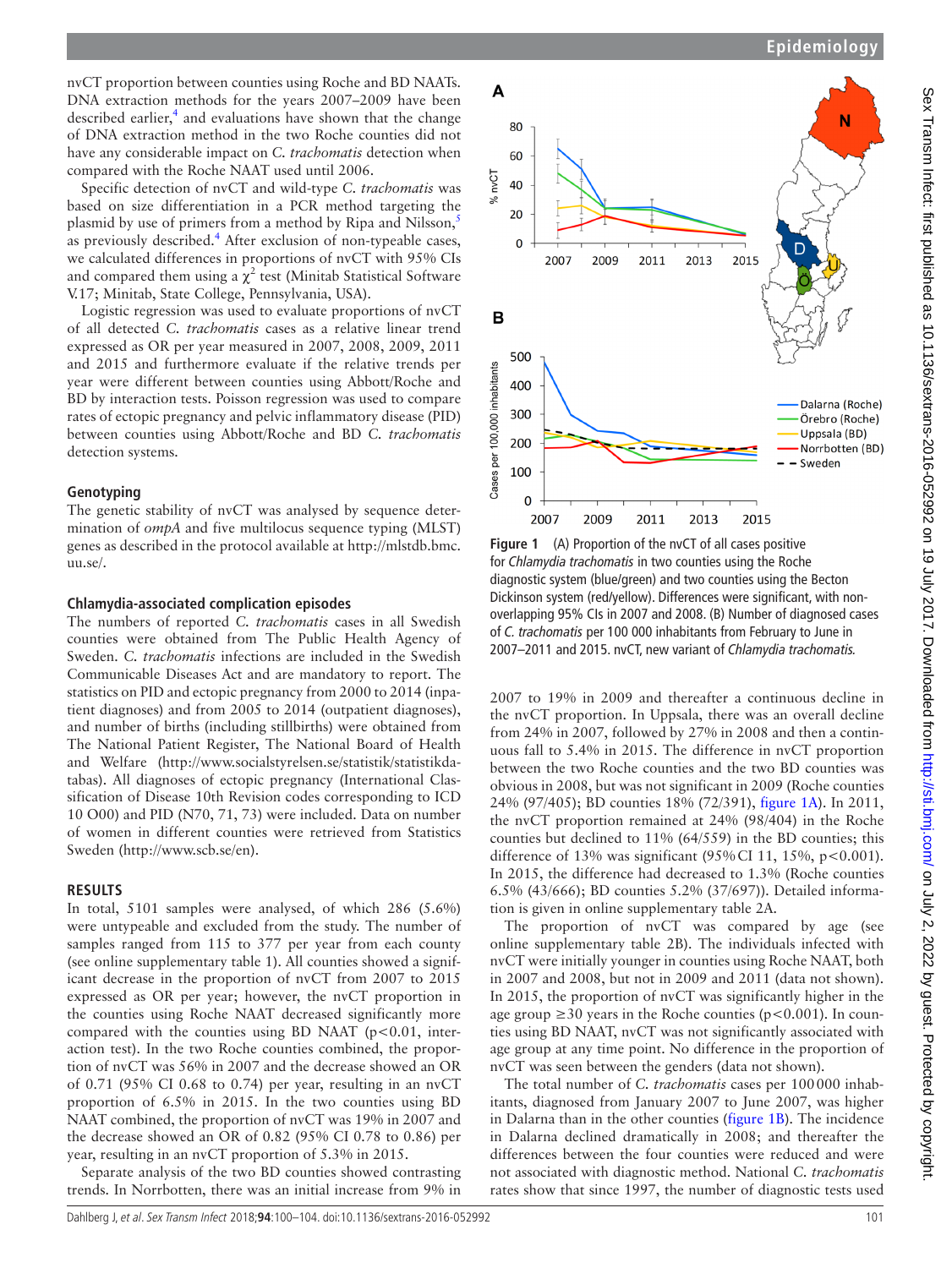nvCT proportion between counties using Roche and BD NAATs. DNA extraction methods for the years 2007–2009 have been described earlier,[4] and evaluations have shown that the change of DNA extraction method in the two Roche counties did not have any considerable impact on *C. trachomatis* detection when compared with the Roche NAAT used until 2006.

Specific detection of nvCT and wild-type *C. trachomatis* was based on size differentiation in a PCR method targeting the plasmid by use of primers from a method by Ripa and Nilsson,[5] as previously described.[4] After exclusion of non-typeable cases, we calculated differences in proportions of nvCT with 95% CIs and compared them using a $\chi^2$ test (Minitab Statistical Software V.17; Minitab, State College, Pennsylvania, USA).

Logistic regression was used to evaluate proportions of nvCT of all detected *C. trachomatis* cases as a relative linear trend expressed as OR per year measured in 2007, 2008, 2009, 2011 and 2015 and furthermore evaluate if the relative trends per year were different between counties using Abbott/Roche and BD by interaction tests. Poisson regression was used to compare rates of ectopic pregnancy and pelvic inflammatory disease (PID) between counties using Abbott/Roche and BD *C. trachomatis* detection systems.

### Genotyping

The genetic stability of nvCT was analysed by sequence determination of *ompA* and five multilocus sequence typing (MLST) genes as described in the protocol available at http://mlstdb.bmc.uu.se/.

### Chlamydia-associated complication episodes

The numbers of reported *C. trachomatis* cases in all Swedish counties were obtained from The Public Health Agency of Sweden. *C. trachomatis* infections are included in the Swedish Communicable Diseases Act and are mandatory to report. The statistics on PID and ectopic pregnancy from 2000 to 2014 (inpatient diagnoses) and from 2005 to 2014 (outpatient diagnoses), and number of births (including stillbirths) were obtained from The National Patient Register, The National Board of Health and Welfare (http://www.socialstyrelsen.se/statistik/statistikdatabas). All diagnoses of ectopic pregnancy (International Classification of Disease 10th Revision codes corresponding to ICD 10 O00) and PID (N70, 71, 73) were included. Data on number of women in different counties were retrieved from Statistics Sweden (http://www.scb.se/en).

## RESULTS

In total, 5101 samples were analysed, of which 286 (5.6%) were untypeable and excluded from the study. The number of samples ranged from 115 to 377 per year from each county (see online supplementary table 1). All counties showed a significant decrease in the proportion of nvCT from 2007 to 2015 expressed as OR per year; however, the nvCT proportion in the counties using Roche NAAT decreased significantly more compared with the counties using BD NAAT ($p<0.01$, interaction test). In the two Roche counties combined, the proportion of nvCT was 56% in 2007 and the decrease showed an OR of 0.71 (95% CI 0.68 to 0.74) per year, resulting in an nvCT proportion of 6.5% in 2015. In the two counties using BD NAAT combined, the proportion of nvCT was 19% in 2007 and the decrease showed an OR of 0.82 (95% CI 0.78 to 0.86) per year, resulting in an nvCT proportion of 5.3% in 2015.

Separate analysis of the two BD counties showed contrasting trends. In Norrbotten, there was an initial increase from 9% in 2007 to 19% in 2009 and thereafter a continuous decline in the nvCT proportion. In Uppsala, there was an overall decline from 24% in 2007, followed by 27% in 2008 and then a continuous fall to 5.4% in 2015. The difference in nvCT proportion between the two Roche counties and the two BD counties was obvious in 2008, but was not significant in 2009 (Roche counties 24% (97/405); BD counties 18% (72/391), figure 1A). In 2011, the nvCT proportion remained at 24% (98/404) in the Roche counties but declined to 11% (64/559) in the BD counties; this difference of 13% was significant (95% CI 11, 15%, $p<0.001$). In 2015, the difference had decreased to 1.3% (Roche counties 6.5% (43/666); BD counties 5.2% (37/697)). Detailed information is given in online supplementary table 2A.

The proportion of nvCT was compared by age (see online supplementary table 2B). The individuals infected with nvCT were initially younger in counties using Roche NAAT, both in 2007 and 2008, but not in 2009 and 2011 (data not shown). In 2015, the proportion of nvCT was significantly higher in the age group ≥30 years in the Roche counties ($p<0.001$). In counties using BD NAAT, nvCT was not significantly associated with age group at any time point. No difference in the proportion of nvCT was seen between the genders (data not shown).

The total number of *C. trachomatis* cases per 100 000 inhabitants, diagnosed from January 2007 to June 2007, was higher in Dalarna than in the other counties (figure 1B). The incidence in Dalarna declined dramatically in 2008; and thereafter the differences between the four counties were reduced and were not associated with diagnostic method. National *C. trachomatis* rates show that since 1997, the number of diagnostic tests used

**Figure 1** (A) Proportion of the nvCT of all cases positive for *Chlamydia trachomatis* in two counties using the Roche diagnostic system (blue/green) and two counties using the Becton Dickinson system (red/yellow). Differences were significant, with non-overlapping 95% CIs in 2007 and 2008. (B) Number of diagnosed cases of *C. trachomatis* per 100 000 inhabitants from February to June in 2007–2011 and 2015. nvCT, new variant of *Chlamydia trachomatis*.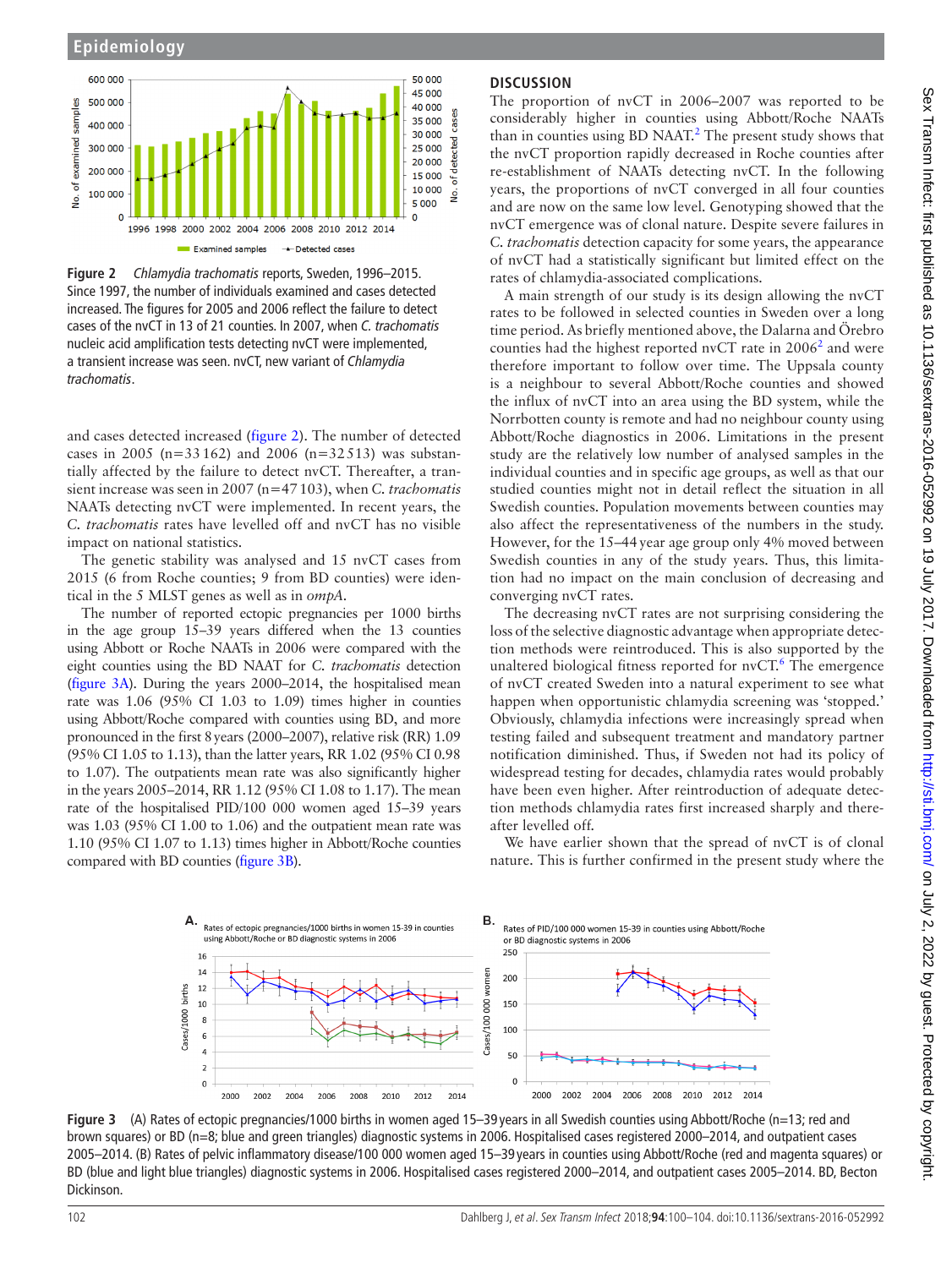Figure 2 *Chlamydia trachomatis* reports, Sweden, 1996–2015. Since 1997, the number of individuals examined and cases detected increased. The figures for 2005 and 2006 reflect the failure to detect cases of the nvCT in 13 of 21 counties. In 2007, when *C. trachomatis* nucleic acid amplification tests detecting nvCT were implemented, a transient increase was seen. nvCT, new variant of *Chlamydia trachomatis*.

and cases detected increased (figure 2). The number of detected cases in 2005 (n=33 162) and 2006 (n=32 513) was substantially affected by the failure to detect nvCT. Thereafter, a transient increase was seen in 2007 (n=47 103), when *C. trachomatis* NAATs detecting nvCT were implemented. In recent years, the *C. trachomatis* rates have levelled off and nvCT has no visible impact on national statistics.

The genetic stability was analysed and 15 nvCT cases from 2015 (6 from Roche counties; 9 from BD counties) were identical in the 5 MLST genes as well as in *ompA*.

The number of reported ectopic pregnancies per 1000 births in the age group 15–39 years differed when the 13 counties using Abbott or Roche NAATs in 2006 were compared with the eight counties using the BD NAAT for *C. trachomatis* detection (figure 3A). During the years 2000–2014, the hospitalised mean rate was 1.06 (95% CI 1.03 to 1.09) times higher in counties using Abbott/Roche compared with counties using BD, and more pronounced in the first 8 years (2000–2007), relative risk (RR) 1.09 (95% CI 1.05 to 1.13), than the latter years, RR 1.02 (95% CI 0.98 to 1.07). The outpatients mean rate was also significantly higher in the years 2005–2014, RR 1.12 (95% CI 1.08 to 1.17). The mean rate of the hospitalised PID/100 000 women aged 15–39 years was 1.03 (95% CI 1.00 to 1.06) and the outpatient mean rate was 1.10 (95% CI 1.07 to 1.13) times higher in Abbott/Roche counties compared with BD counties (figure 3B).

## DISCUSSION

The proportion of nvCT in 2006–2007 was reported to be considerably higher in counties using Abbott/Roche NAATs than in counties using BD NAAT.[2] The present study shows that the nvCT proportion rapidly decreased in Roche counties after re-establishment of NAATs detecting nvCT. In the following years, the proportions of nvCT converged in all four counties and are now on the same low level. Genotyping showed that the nvCT emergence was of clonal nature. Despite severe failures in *C. trachomatis* detection capacity for some years, the appearance of nvCT had a statistically significant but limited effect on the rates of chlamydia-associated complications.

A main strength of our study is its design allowing the nvCT rates to be followed in selected counties in Sweden over a long time period. As briefly mentioned above, the Dalarna and Örebro counties had the highest reported nvCT rate in 2006[2] and were therefore important to follow over time. The Uppsala county is a neighbour to several Abbott/Roche counties and showed the influx of nvCT into an area using the BD system, while the Norrbotten county is remote and had no neighbour county using Abbott/Roche diagnostics in 2006. Limitations in the present study are the relatively low number of analysed samples in the individual counties and in specific age groups, as well as that our studied counties might not in detail reflect the situation in all Swedish counties. Population movements between counties may also affect the representativeness of the numbers in the study. However, for the 15–44 year age group only 4% moved between Swedish counties in any of the study years. Thus, this limitation had no impact on the main conclusion of decreasing and converging nvCT rates.

The decreasing nvCT rates are not surprising considering the loss of the selective diagnostic advantage when appropriate detection methods were reintroduced. This is also supported by the unaltered biological fitness reported for nvCT.[6] The emergence of nvCT created Sweden into a natural experiment to see what happen when opportunistic chlamydia screening was 'stopped.' Obviously, chlamydia infections were increasingly spread when testing failed and subsequent treatment and mandatory partner notification diminished. Thus, if Sweden not had its policy of widespread testing for decades, chlamydia rates would probably have been even higher. After reintroduction of adequate detection methods chlamydia rates first increased sharply and thereafter levelled off.

We have earlier shown that the spread of nvCT is of clonal nature. This is further confirmed in the present study where the

Figure 3 (A) Rates of ectopic pregnancies/1000 births in women aged 15–39 years in all Swedish counties using Abbott/Roche (n=13; red and brown squares) or BD (n=8; blue and green triangles) diagnostic systems in 2006. Hospitalised cases registered 2000–2014, and outpatient cases 2005–2014. (B) Rates of pelvic inflammatory disease/100 000 women aged 15–39 years in counties using Abbott/Roche (red and magenta squares) or BD (blue and light blue triangles) diagnostic systems in 2006. Hospitalised cases registered 2000–2014, and outpatient cases 2005–2014. BD, Becton Dickinson.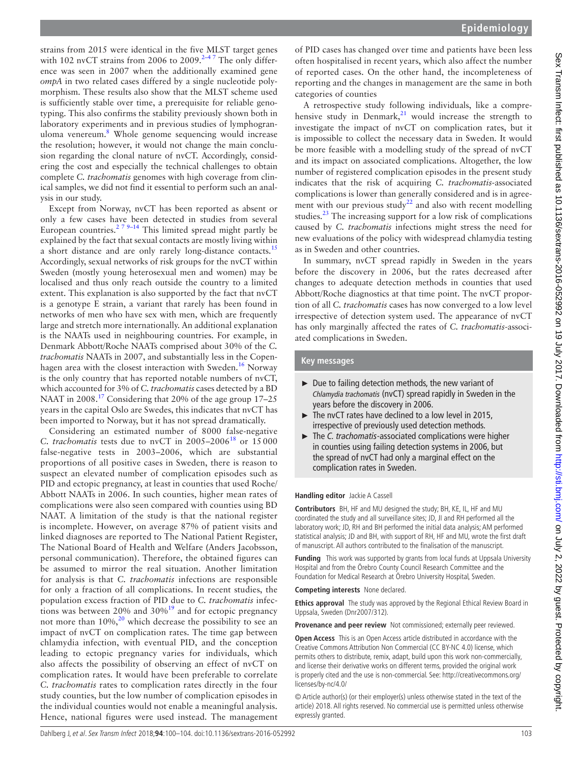strains from 2015 were identical in the five MLST target genes with 102 nvCT strains from 2006 to 2009.[2–4 7] The only difference was seen in 2007 when the additionally examined gene *ompA* in two related cases differed by a single nucleotide polymorphism. These results also show that the MLST scheme used is sufficiently stable over time, a prerequisite for reliable genotyping. This also confirms the stability previously shown both in laboratory experiments and in previous studies of lymphogranuloma venereum.[8] Whole genome sequencing would increase the resolution; however, it would not change the main conclusion regarding the clonal nature of nvCT. Accordingly, considering the cost and especially the technical challenges to obtain complete *C. trachomatis* genomes with high coverage from clinical samples, we did not find it essential to perform such an analysis in our study.

Except from Norway, nvCT has been reported as absent or only a few cases have been detected in studies from several European countries.[2 7 9–14] This limited spread might partly be explained by the fact that sexual contacts are mostly living within a short distance and are only rarely long-distance contacts.[15] Accordingly, sexual networks of risk groups for the nvCT within Sweden (mostly young heterosexual men and women) may be localised and thus only reach outside the country to a limited extent. This explanation is also supported by the fact that nvCT is a genotype E strain, a variant that rarely has been found in networks of men who have sex with men, which are frequently large and stretch more internationally. An additional explanation is the NAATs used in neighbouring countries. For example, in Denmark Abbott/Roche NAATs comprised about 30% of the *C. trachomatis* NAATs in 2007, and substantially less in the Copenhagen area with the closest interaction with Sweden.[16] Norway is the only country that has reported notable numbers of nvCT, which accounted for 3% of *C. trachomatis* cases detected by a BD NAAT in 2008.[17] Considering that 20% of the age group 17–25 years in the capital Oslo are Swedes, this indicates that nvCT has been imported to Norway, but it has not spread dramatically.

Considering an estimated number of 8000 false-negative *C. trachomatis* tests due to nvCT in 2005–2006[18] or 15 000 false-negative tests in 2003–2006, which are substantial proportions of all positive cases in Sweden, there is reason to suspect an elevated number of complication episodes such as PID and ectopic pregnancy, at least in counties that used Roche/Abbott NAATs in 2006. In such counties, higher mean rates of complications were also seen compared with counties using BD NAAT. A limitation of the study is that the national register is incomplete. However, on average 87% of patient visits and linked diagnoses are reported to The National Patient Register, The National Board of Health and Welfare (Anders Jacobsson, personal communication). Therefore, the obtained figures can be assumed to mirror the real situation. Another limitation for analysis is that *C. trachomatis* infections are responsible for only a fraction of all complications. In recent studies, the population excess fraction of PID due to *C. trachomatis* infections was between 20% and 30%[19] and for ectopic pregnancy not more than 10%,[20] which decrease the possibility to see an impact of nvCT on complication rates. The time gap between chlamydia infection, with eventual PID, and the conception leading to ectopic pregnancy varies for individuals, which also affects the possibility of observing an effect of nvCT on complication rates. It would have been preferable to correlate *C. trachomatis* rates to complication rates directly in the four study counties, but the low number of complication episodes in the individual counties would not enable a meaningful analysis. Hence, national figures were used instead. The management of PID cases has changed over time and patients have been less often hospitalised in recent years, which also affect the number of reported cases. On the other hand, the incompleteness of reporting and the changes in management are the same in both categories of counties

A retrospective study following individuals, like a comprehensive study in Denmark,[21] would increase the strength to investigate the impact of nvCT on complication rates, but it is impossible to collect the necessary data in Sweden. It would be more feasible with a modelling study of the spread of nvCT and its impact on associated complications. Altogether, the low number of registered complication episodes in the present study indicates that the risk of acquiring *C. trachomatis*-associated complications is lower than generally considered and is in agreement with our previous study[22] and also with recent modelling studies.[23] The increasing support for a low risk of complications caused by *C. trachomatis* infections might stress the need for new evaluations of the policy with widespread chlamydia testing as in Sweden and other countries.

In summary, nvCT spread rapidly in Sweden in the years before the discovery in 2006, but the rates decreased after changes to adequate detection methods in counties that used Abbott/Roche diagnostics at that time point. The nvCT proportion of all *C. trachomatis* cases has now converged to a low level irrespective of detection system used. The appearance of nvCT has only marginally affected the rates of *C. trachomatis*-associated complications in Sweden.

## Key messages

- Due to failing detection methods, the new variant of *Chlamydia trachomatis* (nvCT) spread rapidly in Sweden in the years before the discovery in 2006.
- The nvCT rates have declined to a low level in 2015, irrespective of previously used detection methods.
- The *C. trachomatis*-associated complications were higher in counties using failing detection systems in 2006, but the spread of nvCT had only a marginal effect on the complication rates in Sweden.

**Handling editor** Jackie A Cassell

**Contributors** BH, HF and MU designed the study; BH, KE, IL, HF and MU coordinated the study and all surveillance sites; JD, JI and RH performed all the laboratory work; JD, RH and BH performed the initial data analysis; AM performed statistical analysis; JD and BH, with support of RH, HF and MU, wrote the first draft of manuscript. All authors contributed to the finalisation of the manuscript.

**Funding** This work was supported by grants from local funds at Uppsala University Hospital and from the Örebro County Council Research Committee and the Foundation for Medical Research at Örebro University Hospital, Sweden.

**Competing interests** None declared.

**Ethics approval** The study was approved by the Regional Ethical Review Board in Uppsala, Sweden (Dnr2007/312).

**Provenance and peer review** Not commissioned; externally peer reviewed.

**Open Access** This is an Open Access article distributed in accordance with the Creative Commons Attribution Non Commercial (CC BY-NC 4.0) license, which permits others to distribute, remix, adapt, build upon this work non-commercially, and license their derivative works on different terms, provided the original work is properly cited and the use is non-commercial. See: http://creativecommons.org/licenses/by-nc/4.0/

© Article author(s) (or their employer(s) unless otherwise stated in the text of the article) 2018. All rights reserved. No commercial use is permitted unless otherwise expressly granted.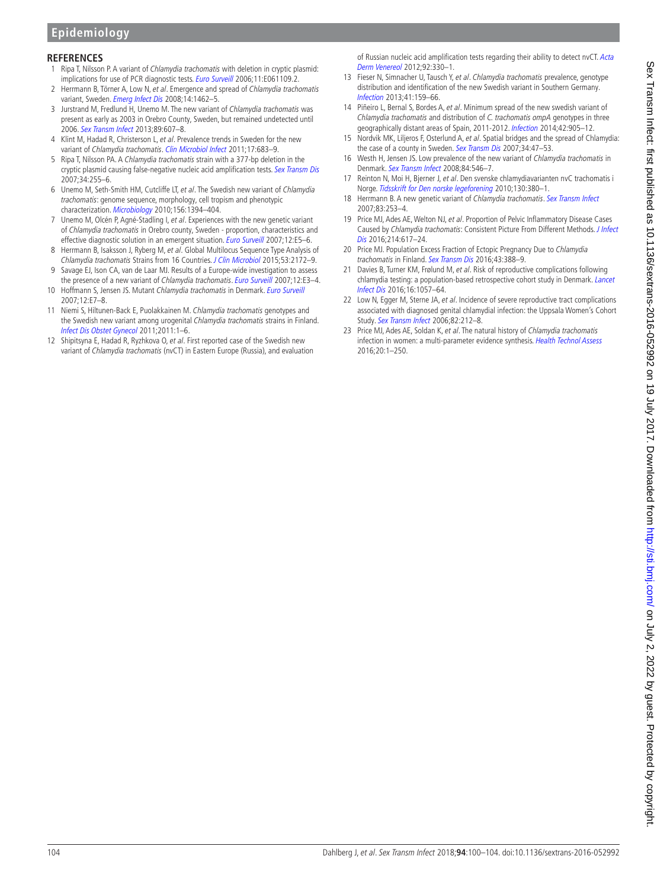## REFERENCES

1. Ripa T, Nilsson P. A variant of *Chlamydia trachomatis* with deletion in cryptic plasmid: implications for use of PCR diagnostic tests. *Euro Surveill* 2006;11:E061109.2.
2. Herrmann B, Törner A, Low N, *et al*. Emergence and spread of *Chlamydia trachomatis* variant, Sweden. *Emerg Infect Dis* 2008;14:1462–5.
3. Jurstrand M, Fredlund H, Unemo M. The new variant of *Chlamydia trachomatis* was present as early as 2003 in Orebro County, Sweden, but remained undetected until 2006. *Sex Transm Infect* 2013;89:607–8.
4. Klint M, Hadad R, Christerson L, *et al*. Prevalence trends in Sweden for the new variant of *Chlamydia trachomatis*. *Clin Microbiol Infect* 2011;17:683–9.
5. Ripa T, Nilsson PA. A *Chlamydia trachomatis* strain with a 377-bp deletion in the cryptic plasmid causing false-negative nucleic acid amplification tests. *Sex Transm Dis* 2007;34:255–6.
6. Unemo M, Seth-Smith HM, Cutcliffe LT, *et al*. The Swedish new variant of *Chlamydia trachomatis*: genome sequence, morphology, cell tropism and phenotypic characterization. *Microbiology* 2010;156:1394–404.
7. Unemo M, Olcén P, Agné-Stadling I, *et al*. Experiences with the new genetic variant of *Chlamydia trachomatis* in Orebro county, Sweden - proportion, characteristics and effective diagnostic solution in an emergent situation. *Euro Surveill* 2007;12:E5–6.
8. Herrmann B, Isaksson J, Ryberg M, *et al*. Global Multilocus Sequence Type Analysis of *Chlamydia trachomatis* Strains from 16 Countries. *J Clin Microbiol* 2015;53:2172–9.
9. Savage EJ, Ison CA, van de Laar MJ. Results of a Europe-wide investigation to assess the presence of a new variant of *Chlamydia trachomatis*. *Euro Surveill* 2007;12:E3–4.
10. Hoffmann S, Jensen JS. Mutant *Chlamydia trachomatis* in Denmark. *Euro Surveill* 2007;12:E7–8.
11. Niemi S, Hiltunen-Back E, Puolakkainen M. *Chlamydia trachomatis* genotypes and the Swedish new variant among urogenital *Chlamydia trachomatis* strains in Finland. *Infect Dis Obstet Gynecol* 2011;2011:1–6.
12. Shipitsyna E, Hadad R, Ryzhkova O, *et al*. First reported case of the Swedish new variant of *Chlamydia trachomatis* (nvCT) in Eastern Europe (Russia), and evaluation of Russian nucleic acid amplification tests regarding their ability to detect nvCT. *Acta Derm Venereol* 2012;92:330–1.
13. Fieser N, Simnacher U, Tausch Y, *et al*. *Chlamydia trachomatis* prevalence, genotype distribution and identification of the new Swedish variant in Southern Germany. *Infection* 2013;41:159–66.
14. Piñeiro L, Bernal S, Bordes A, *et al*. Minimum spread of the new swedish variant of *Chlamydia trachomatis* and distribution of *C. trachomatis ompA* genotypes in three geographically distant areas of Spain, 2011-2012. *Infection* 2014;42:905–12.
15. Nordvik MK, Liljeros F, Osterlund A, *et al*. Spatial bridges and the spread of Chlamydia: the case of a county in Sweden. *Sex Transm Dis* 2007;34:47–53.
16. Westh H, Jensen JS. Low prevalence of the new variant of *Chlamydia trachomatis* in Denmark. *Sex Transm Infect* 2008;84:546–7.
17. Reinton N, Moi H, Bjerner J, *et al*. Den svenske chlamydiavarianten nvC trachomatis i Norge. *Tidsskrift for Den norske legeforening* 2010;130:380–1.
18. Herrmann B. A new genetic variant of *Chlamydia trachomatis*. *Sex Transm Infect* 2007;83:253–4.
19. Price MJ, Ades AE, Welton NJ, *et al*. Proportion of Pelvic Inflammatory Disease Cases Caused by *Chlamydia trachomatis*: Consistent Picture From Different Methods. *J Infect Dis* 2016;214:617–24.
20. Price MJ. Population Excess Fraction of Ectopic Pregnancy Due to *Chlamydia trachomatis* in Finland. *Sex Transm Dis* 2016;43:388–9.
21. Davies B, Turner KM, Frølund M, *et al*. Risk of reproductive complications following chlamydia testing: a population-based retrospective cohort study in Denmark. *Lancet Infect Dis* 2016;16:1057–64.
22. Low N, Egger M, Sterne JA, *et al*. Incidence of severe reproductive tract complications associated with diagnosed genital chlamydial infection: the Uppsala Women's Cohort Study. *Sex Transm Infect* 2006;82:212–8.
23. Price MJ, Ades AE, Soldan K, *et al*. The natural history of *Chlamydia trachomatis* infection in women: a multi-parameter evidence synthesis. *Health Technol Assess* 2016;20:1–250.